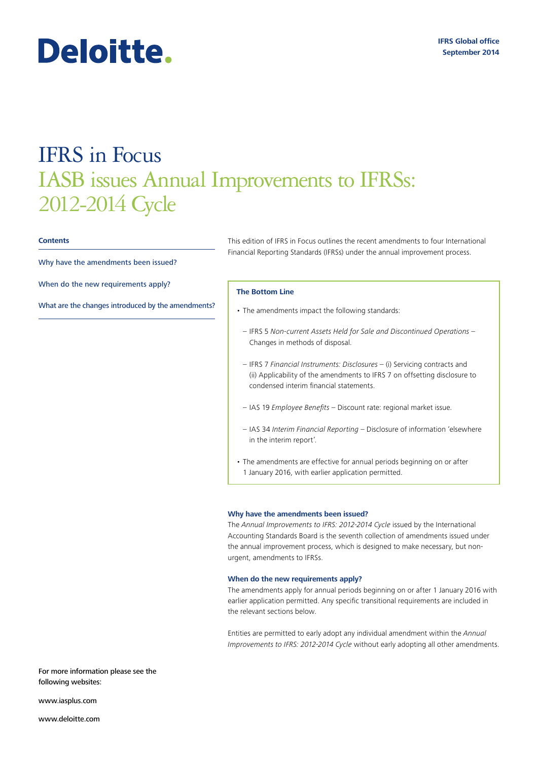Deloitte.

IFRS Global office
September 2014

# IFRS in Focus

## IASB issues Annual Improvements to IFRSs: 2012-2014 Cycle

**Contents**

Why have the amendments been issued?

When do the new requirements apply?

What are the changes introduced by the amendments?

This edition of IFRS in Focus outlines the recent amendments to four International Financial Reporting Standards (IFRSs) under the annual improvement process.

**The Bottom Line**

- The amendments impact the following standards:
  - IFRS 5 *Non-current Assets Held for Sale and Discontinued Operations* – Changes in methods of disposal.
  - IFRS 7 *Financial Instruments: Disclosures* – (i) Servicing contracts and (ii) Applicability of the amendments to IFRS 7 on offsetting disclosure to condensed interim financial statements.
  - IAS 19 *Employee Benefits* – Discount rate: regional market issue.
  - IAS 34 *Interim Financial Reporting* – Disclosure of information 'elsewhere in the interim report'.
- The amendments are effective for annual periods beginning on or after 1 January 2016, with earlier application permitted.

### Why have the amendments been issued?

The *Annual Improvements to IFRS: 2012-2014 Cycle* issued by the International Accounting Standards Board is the seventh collection of amendments issued under the annual improvement process, which is designed to make necessary, but non-urgent, amendments to IFRSs.

### When do the new requirements apply?

The amendments apply for annual periods beginning on or after 1 January 2016 with earlier application permitted. Any specific transitional requirements are included in the relevant sections below.

Entities are permitted to early adopt any individual amendment within the *Annual Improvements to IFRS: 2012-2014 Cycle* without early adopting all other amendments.

For more information please see the following websites:

www.iasplus.com

www.deloitte.com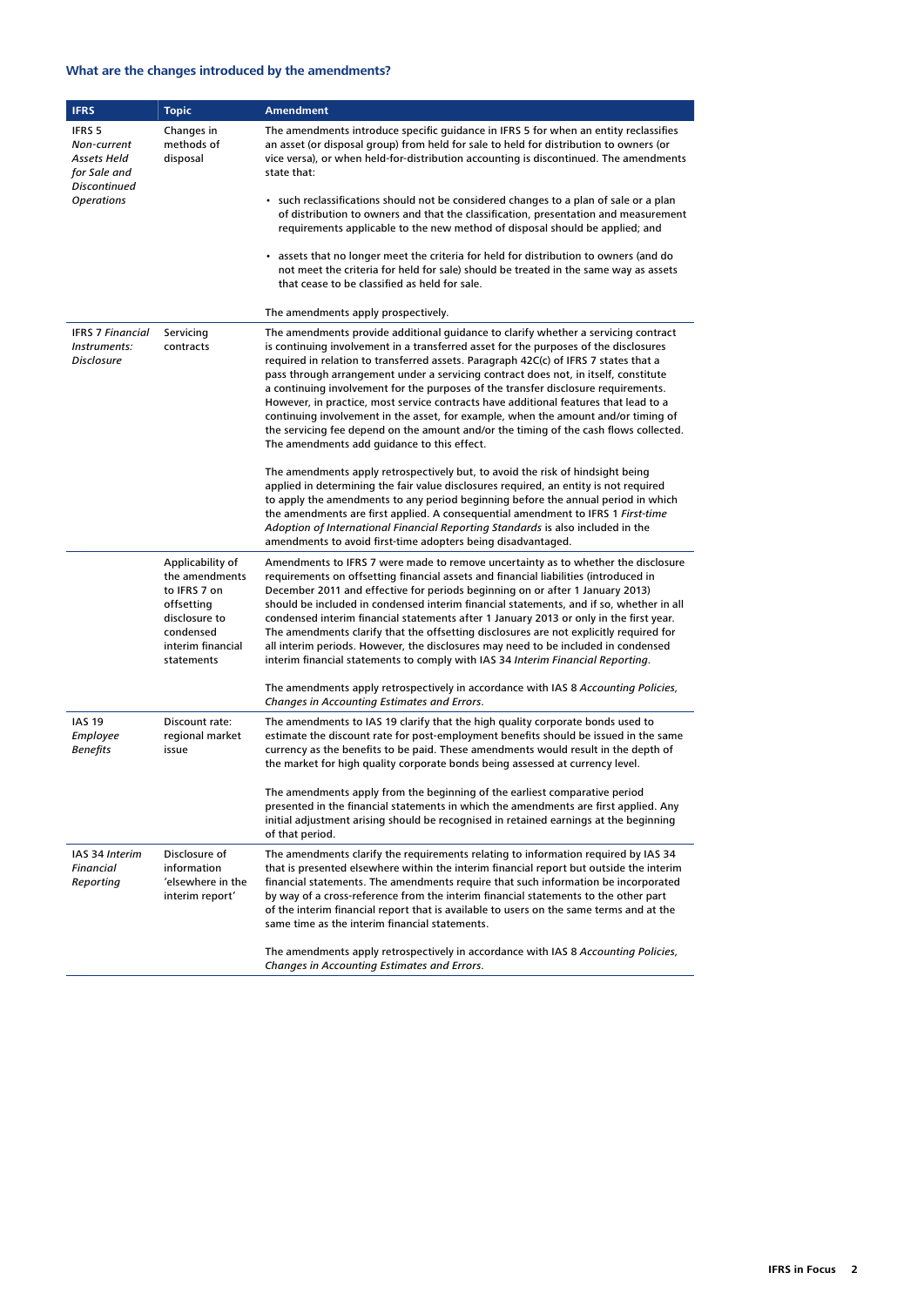## What are the changes introduced by the amendments?

| IFRS | Topic | Amendment |
|---|---|---|
| IFRS 5 *Non-current Assets Held for Sale and Discontinued Operations* | Changes in methods of disposal | The amendments introduce specific guidance in IFRS 5 for when an entity reclassifies an asset (or disposal group) from held for sale to held for distribution to owners (or vice versa), or when held-for-distribution accounting is discontinued. The amendments state that:<br><br>• such reclassifications should not be considered changes to a plan of sale or a plan of distribution to owners and that the classification, presentation and measurement requirements applicable to the new method of disposal should be applied; and<br><br>• assets that no longer meet the criteria for held for distribution to owners (and do not meet the criteria for held for sale) should be treated in the same way as assets that cease to be classified as held for sale.<br><br>The amendments apply prospectively. |
| IFRS 7 *Financial Instruments: Disclosure* | Servicing contracts | The amendments provide additional guidance to clarify whether a servicing contract is continuing involvement in a transferred asset for the purposes of the disclosures required in relation to transferred assets. Paragraph 42C(c) of IFRS 7 states that a pass through arrangement under a servicing contract does not, in itself, constitute a continuing involvement for the purposes of the transfer disclosure requirements. However, in practice, most service contracts have additional features that lead to a continuing involvement in the asset, for example, when the amount and/or timing of the servicing fee depend on the amount and/or the timing of the cash flows collected. The amendments add guidance to this effect.<br><br>The amendments apply retrospectively but, to avoid the risk of hindsight being applied in determining the fair value disclosures required, an entity is not required to apply the amendments to any period beginning before the annual period in which the amendments are first applied. A consequential amendment to IFRS 1 *First-time Adoption of International Financial Reporting Standards* is also included in the amendments to avoid first-time adopters being disadvantaged. |
| | Applicability of the amendments to IFRS 7 on offsetting disclosure to condensed interim financial statements | Amendments to IFRS 7 were made to remove uncertainty as to whether the disclosure requirements on offsetting financial assets and financial liabilities (introduced in December 2011 and effective for periods beginning on or after 1 January 2013) should be included in condensed interim financial statements, and if so, whether in all condensed interim financial statements after 1 January 2013 or only in the first year. The amendments clarify that the offsetting disclosures are not explicitly required for all interim periods. However, the disclosures may need to be included in condensed interim financial statements to comply with IAS 34 *Interim Financial Reporting*.<br><br>The amendments apply retrospectively in accordance with IAS 8 *Accounting Policies, Changes in Accounting Estimates and Errors*. |
| IAS 19 *Employee Benefits* | Discount rate: regional market issue | The amendments to IAS 19 clarify that the high quality corporate bonds used to estimate the discount rate for post-employment benefits should be issued in the same currency as the benefits to be paid. These amendments would result in the depth of the market for high quality corporate bonds being assessed at currency level.<br><br>The amendments apply from the beginning of the earliest comparative period presented in the financial statements in which the amendments are first applied. Any initial adjustment arising should be recognised in retained earnings at the beginning of that period. |
| IAS 34 *Interim Financial Reporting* | Disclosure of information 'elsewhere in the interim report' | The amendments clarify the requirements relating to information required by IAS 34 that is presented elsewhere within the interim financial report but outside the interim financial statements. The amendments require that such information be incorporated by way of a cross-reference from the interim financial statements to the other part of the interim financial report that is available to users on the same terms and at the same time as the interim financial statements.<br><br>The amendments apply retrospectively in accordance with IAS 8 *Accounting Policies, Changes in Accounting Estimates and Errors*. |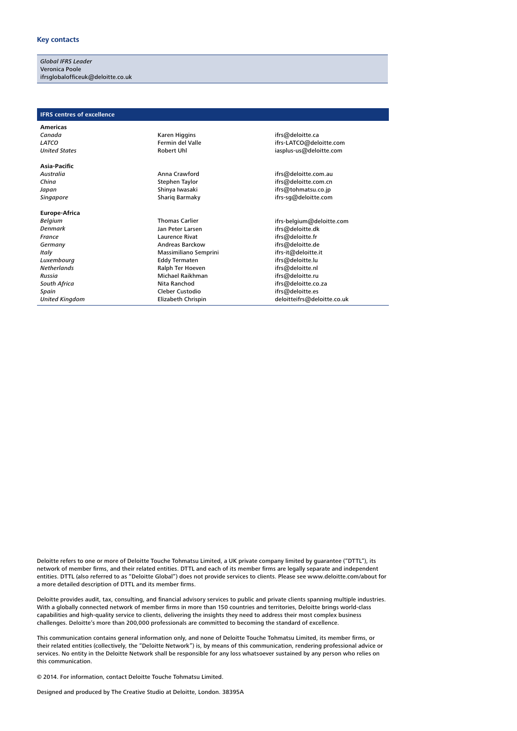## Key contacts

*Global IFRS Leader*
Veronica Poole
ifrsglobalofficeuk@deloitte.co.uk

| IFRS centres of excellence | | |
|---|---|---|
| **Americas** | | |
| *Canada* | Karen Higgins | ifrs@deloitte.ca |
| *LATCO* | Fermin del Valle | ifrs-LATCO@deloitte.com |
| *United States* | Robert Uhl | iasplus-us@deloitte.com |
| **Asia-Pacific** | | |
| *Australia* | Anna Crawford | ifrs@deloitte.com.au |
| *China* | Stephen Taylor | ifrs@deloitte.com.cn |
| *Japan* | Shinya Iwasaki | ifrs@tohmatsu.co.jp |
| *Singapore* | Shariq Barmaky | ifrs-sg@deloitte.com |
| **Europe-Africa** | | |
| *Belgium* | Thomas Carlier | ifrs-belgium@deloitte.com |
| *Denmark* | Jan Peter Larsen | ifrs@deloitte.dk |
| *France* | Laurence Rivat | ifrs@deloitte.fr |
| *Germany* | Andreas Barckow | ifrs@deloitte.de |
| *Italy* | Massimiliano Semprini | ifrs-it@deloitte.it |
| *Luxembourg* | Eddy Termaten | ifrs@deloitte.lu |
| *Netherlands* | Ralph Ter Hoeven | ifrs@deloitte.nl |
| *Russia* | Michael Raikhman | ifrs@deloitte.ru |
| *South Africa* | Nita Ranchod | ifrs@deloitte.co.za |
| *Spain* | Cleber Custodio | ifrs@deloitte.es |
| *United Kingdom* | Elizabeth Chrispin | deloitteifrs@deloitte.co.uk |

Deloitte refers to one or more of Deloitte Touche Tohmatsu Limited, a UK private company limited by guarantee ("DTTL"), its network of member firms, and their related entities. DTTL and each of its member firms are legally separate and independent entities. DTTL (also referred to as "Deloitte Global") does not provide services to clients. Please see www.deloitte.com/about for a more detailed description of DTTL and its member firms.

Deloitte provides audit, tax, consulting, and financial advisory services to public and private clients spanning multiple industries. With a globally connected network of member firms in more than 150 countries and territories, Deloitte brings world-class capabilities and high-quality service to clients, delivering the insights they need to address their most complex business challenges. Deloitte's more than 200,000 professionals are committed to becoming the standard of excellence.

This communication contains general information only, and none of Deloitte Touche Tohmatsu Limited, its member firms, or their related entities (collectively, the "Deloitte Network") is, by means of this communication, rendering professional advice or services. No entity in the Deloitte Network shall be responsible for any loss whatsoever sustained by any person who relies on this communication.

© 2014. For information, contact Deloitte Touche Tohmatsu Limited.

Designed and produced by The Creative Studio at Deloitte, London. 38395A